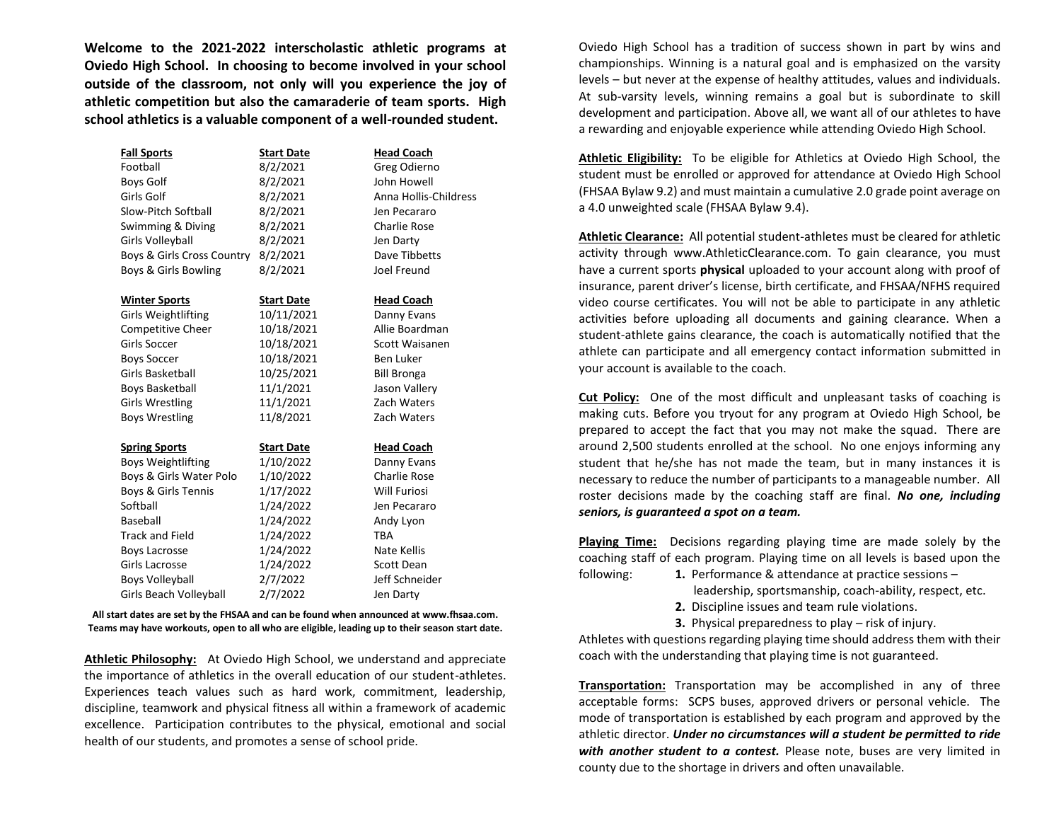**Welcome to the 2021-2022 interscholastic athletic programs at Oviedo High School. In choosing to become involved in your school outside of the classroom, not only will you experience the joy of athletic competition but also the camaraderie of team sports. High school athletics is a valuable component of a well-rounded student.**

| Fall Sports | Start Date | Head Coach |
|---|---|---|
| Football | 8/2/2021 | Greg Odierno |
| Boys Golf | 8/2/2021 | John Howell |
| Girls Golf | 8/2/2021 | Anna Hollis-Childress |
| Slow-Pitch Softball | 8/2/2021 | Jen Pecararo |
| Swimming & Diving | 8/2/2021 | Charlie Rose |
| Girls Volleyball | 8/2/2021 | Jen Darty |
| Boys & Girls Cross Country | 8/2/2021 | Dave Tibbetts |
| Boys & Girls Bowling | 8/2/2021 | Joel Freund |

| Winter Sports | Start Date | Head Coach |
|---|---|---|
| Girls Weightlifting | 10/11/2021 | Danny Evans |
| Competitive Cheer | 10/18/2021 | Allie Boardman |
| Girls Soccer | 10/18/2021 | Scott Waisanen |
| Boys Soccer | 10/18/2021 | Ben Luker |
| Girls Basketball | 10/25/2021 | Bill Bronga |
| Boys Basketball | 11/1/2021 | Jason Vallery |
| Girls Wrestling | 11/1/2021 | Zach Waters |
| Boys Wrestling | 11/8/2021 | Zach Waters |

| Spring Sports | Start Date | Head Coach |
|---|---|---|
| Boys Weightlifting | 1/10/2022 | Danny Evans |
| Boys & Girls Water Polo | 1/10/2022 | Charlie Rose |
| Boys & Girls Tennis | 1/17/2022 | Will Furiosi |
| Softball | 1/24/2022 | Jen Pecararo |
| Baseball | 1/24/2022 | Andy Lyon |
| Track and Field | 1/24/2022 | TBA |
| Boys Lacrosse | 1/24/2022 | Nate Kellis |
| Girls Lacrosse | 1/24/2022 | Scott Dean |
| Boys Volleyball | 2/7/2022 | Jeff Schneider |
| Girls Beach Volleyball | 2/7/2022 | Jen Darty |

**All start dates are set by the FHSAA and can be found when announced at www.fhsaa.com. Teams may have workouts, open to all who are eligible, leading up to their season start date.**

**Athletic Philosophy:** At Oviedo High School, we understand and appreciate the importance of athletics in the overall education of our student-athletes. Experiences teach values such as hard work, commitment, leadership, discipline, teamwork and physical fitness all within a framework of academic excellence. Participation contributes to the physical, emotional and social health of our students, and promotes a sense of school pride.

Oviedo High School has a tradition of success shown in part by wins and championships. Winning is a natural goal and is emphasized on the varsity levels – but never at the expense of healthy attitudes, values and individuals. At sub-varsity levels, winning remains a goal but is subordinate to skill development and participation. Above all, we want all of our athletes to have a rewarding and enjoyable experience while attending Oviedo High School.

**Athletic Eligibility:** To be eligible for Athletics at Oviedo High School, the student must be enrolled or approved for attendance at Oviedo High School (FHSAA Bylaw 9.2) and must maintain a cumulative 2.0 grade point average on a 4.0 unweighted scale (FHSAA Bylaw 9.4).

**Athletic Clearance:** All potential student-athletes must be cleared for athletic activity through www.AthleticClearance.com. To gain clearance, you must have a current sports **physical** uploaded to your account along with proof of insurance, parent driver's license, birth certificate, and FHSAA/NFHS required video course certificates. You will not be able to participate in any athletic activities before uploading all documents and gaining clearance. When a student-athlete gains clearance, the coach is automatically notified that the athlete can participate and all emergency contact information submitted in your account is available to the coach.

**Cut Policy:** One of the most difficult and unpleasant tasks of coaching is making cuts. Before you tryout for any program at Oviedo High School, be prepared to accept the fact that you may not make the squad. There are around 2,500 students enrolled at the school. No one enjoys informing any student that he/she has not made the team, but in many instances it is necessary to reduce the number of participants to a manageable number. All roster decisions made by the coaching staff are final. ***No one, including seniors, is guaranteed a spot on a team.***

**Playing Time:** Decisions regarding playing time are made solely by the coaching staff of each program. Playing time on all levels is based upon the following:

1. Performance & attendance at practice sessions – leadership, sportsmanship, coach-ability, respect, etc.
2. Discipline issues and team rule violations.
3. Physical preparedness to play – risk of injury.

Athletes with questions regarding playing time should address them with their coach with the understanding that playing time is not guaranteed.

**Transportation:** Transportation may be accomplished in any of three acceptable forms: SCPS buses, approved drivers or personal vehicle. The mode of transportation is established by each program and approved by the athletic director. ***Under no circumstances will a student be permitted to ride with another student to a contest.*** Please note, buses are very limited in county due to the shortage in drivers and often unavailable.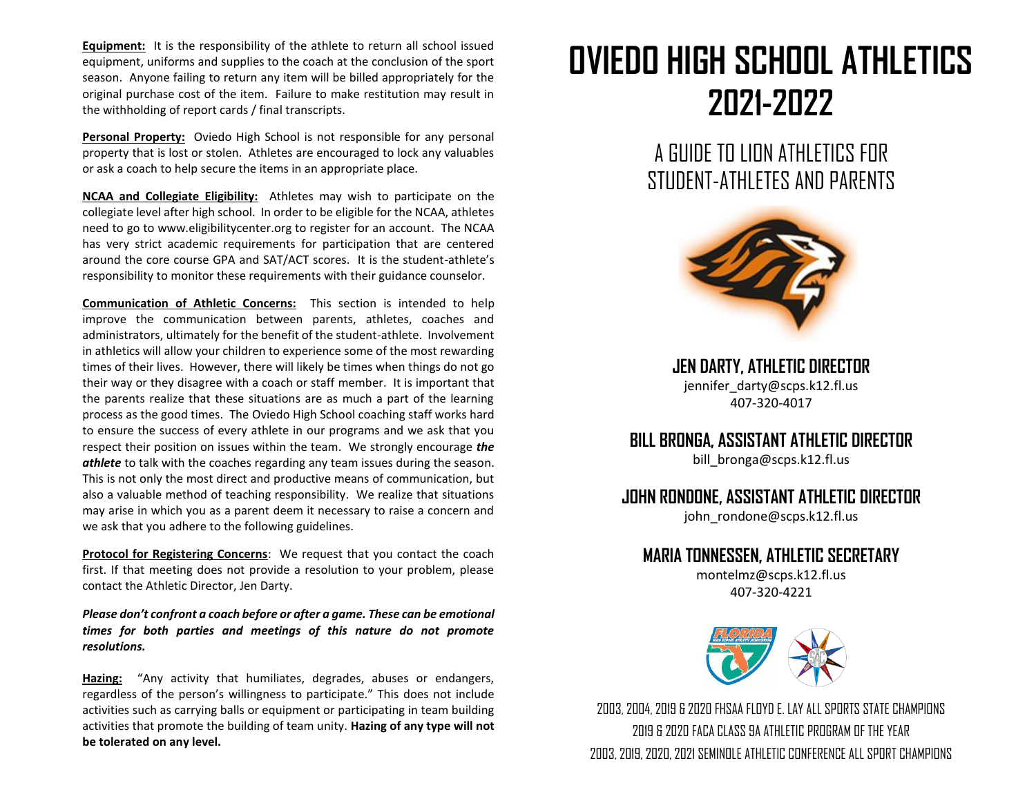**Equipment:** It is the responsibility of the athlete to return all school issued equipment, uniforms and supplies to the coach at the conclusion of the sport season. Anyone failing to return any item will be billed appropriately for the original purchase cost of the item. Failure to make restitution may result in the withholding of report cards / final transcripts.

**Personal Property:** Oviedo High School is not responsible for any personal property that is lost or stolen. Athletes are encouraged to lock any valuables or ask a coach to help secure the items in an appropriate place.

**NCAA and Collegiate Eligibility:** Athletes may wish to participate on the collegiate level after high school. In order to be eligible for the NCAA, athletes need to go to www.eligibilitycenter.org to register for an account. The NCAA has very strict academic requirements for participation that are centered around the core course GPA and SAT/ACT scores. It is the student-athlete's responsibility to monitor these requirements with their guidance counselor.

**Communication of Athletic Concerns:** This section is intended to help improve the communication between parents, athletes, coaches and administrators, ultimately for the benefit of the student-athlete. Involvement in athletics will allow your children to experience some of the most rewarding times of their lives. However, there will likely be times when things do not go their way or they disagree with a coach or staff member. It is important that the parents realize that these situations are as much a part of the learning process as the good times. The Oviedo High School coaching staff works hard to ensure the success of every athlete in our programs and we ask that you respect their position on issues within the team. We strongly encourage ***the athlete*** to talk with the coaches regarding any team issues during the season. This is not only the most direct and productive means of communication, but also a valuable method of teaching responsibility. We realize that situations may arise in which you as a parent deem it necessary to raise a concern and we ask that you adhere to the following guidelines.

**Protocol for Registering Concerns**: We request that you contact the coach first. If that meeting does not provide a resolution to your problem, please contact the Athletic Director, Jen Darty.

***Please don't confront a coach before or after a game. These can be emotional times for both parties and meetings of this nature do not promote resolutions.***

**Hazing:** "Any activity that humiliates, degrades, abuses or endangers, regardless of the person's willingness to participate." This does not include activities such as carrying balls or equipment or participating in team building activities that promote the building of team unity. **Hazing of any type will not be tolerated on any level.**

# OVIEDO HIGH SCHOOL ATHLETICS 2021-2022

## A GUIDE TO LION ATHLETICS FOR STUDENT-ATHLETES AND PARENTS

### JEN DARTY, ATHLETIC DIRECTOR

jennifer_darty@scps.k12.fl.us
407-320-4017

### BILL BRONGA, ASSISTANT ATHLETIC DIRECTOR

bill_bronga@scps.k12.fl.us

### JOHN RONDONE, ASSISTANT ATHLETIC DIRECTOR

john_rondone@scps.k12.fl.us

### MARIA TONNESSEN, ATHLETIC SECRETARY

montelmz@scps.k12.fl.us
407-320-4221

2003, 2004, 2019 & 2020 FHSAA FLOYD E. LAY ALL SPORTS STATE CHAMPIONS
2019 & 2020 FACA CLASS 9A ATHLETIC PROGRAM OF THE YEAR
2003, 2019, 2020, 2021 SEMINOLE ATHLETIC CONFERENCE ALL SPORT CHAMPIONS